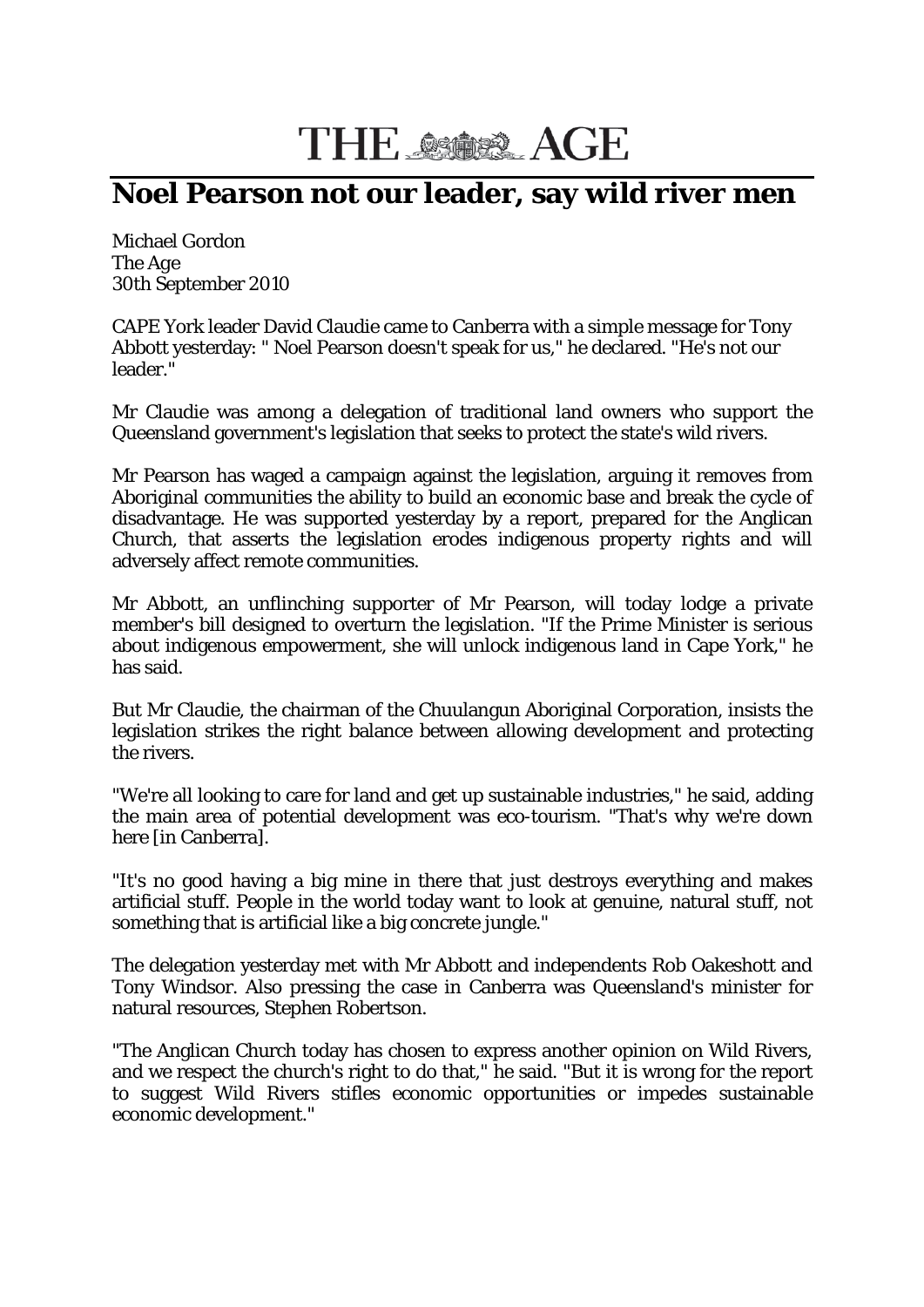# THE AGE

## Noel Pearson not our leader, say wild river men

Michael Gordon
The Age
30th September 2010

CAPE York leader David Claudie came to Canberra with a simple message for Tony Abbott yesterday: " Noel Pearson doesn't speak for us," he declared. "He's not our leader."

Mr Claudie was among a delegation of traditional land owners who support the Queensland government's legislation that seeks to protect the state's wild rivers.

Mr Pearson has waged a campaign against the legislation, arguing it removes from Aboriginal communities the ability to build an economic base and break the cycle of disadvantage. He was supported yesterday by a report, prepared for the Anglican Church, that asserts the legislation erodes indigenous property rights and will adversely affect remote communities.

Mr Abbott, an unflinching supporter of Mr Pearson, will today lodge a private member's bill designed to overturn the legislation. "If the Prime Minister is serious about indigenous empowerment, she will unlock indigenous land in Cape York," he has said.

But Mr Claudie, the chairman of the Chuulangun Aboriginal Corporation, insists the legislation strikes the right balance between allowing development and protecting the rivers.

"We're all looking to care for land and get up sustainable industries," he said, adding the main area of potential development was eco-tourism. "That's why we're down here [in Canberra].

"It's no good having a big mine in there that just destroys everything and makes artificial stuff. People in the world today want to look at genuine, natural stuff, not something that is artificial like a big concrete jungle."

The delegation yesterday met with Mr Abbott and independents Rob Oakeshott and Tony Windsor. Also pressing the case in Canberra was Queensland's minister for natural resources, Stephen Robertson.

"The Anglican Church today has chosen to express another opinion on Wild Rivers, and we respect the church's right to do that," he said. "But it is wrong for the report to suggest Wild Rivers stifles economic opportunities or impedes sustainable economic development."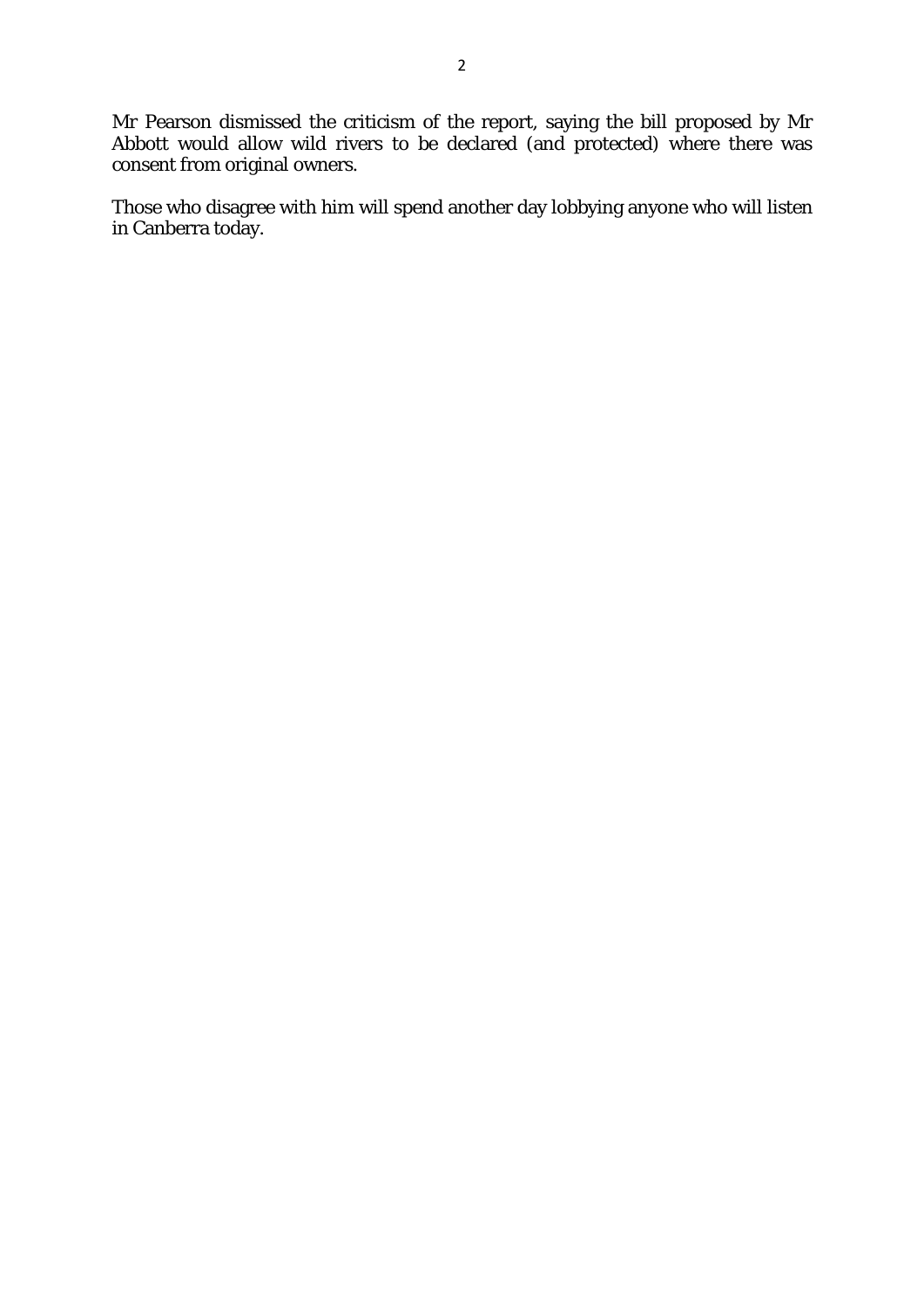Mr Pearson dismissed the criticism of the report, saying the bill proposed by Mr Abbott would allow wild rivers to be declared (and protected) where there was consent from original owners.

Those who disagree with him will spend another day lobbying anyone who will listen in Canberra today.